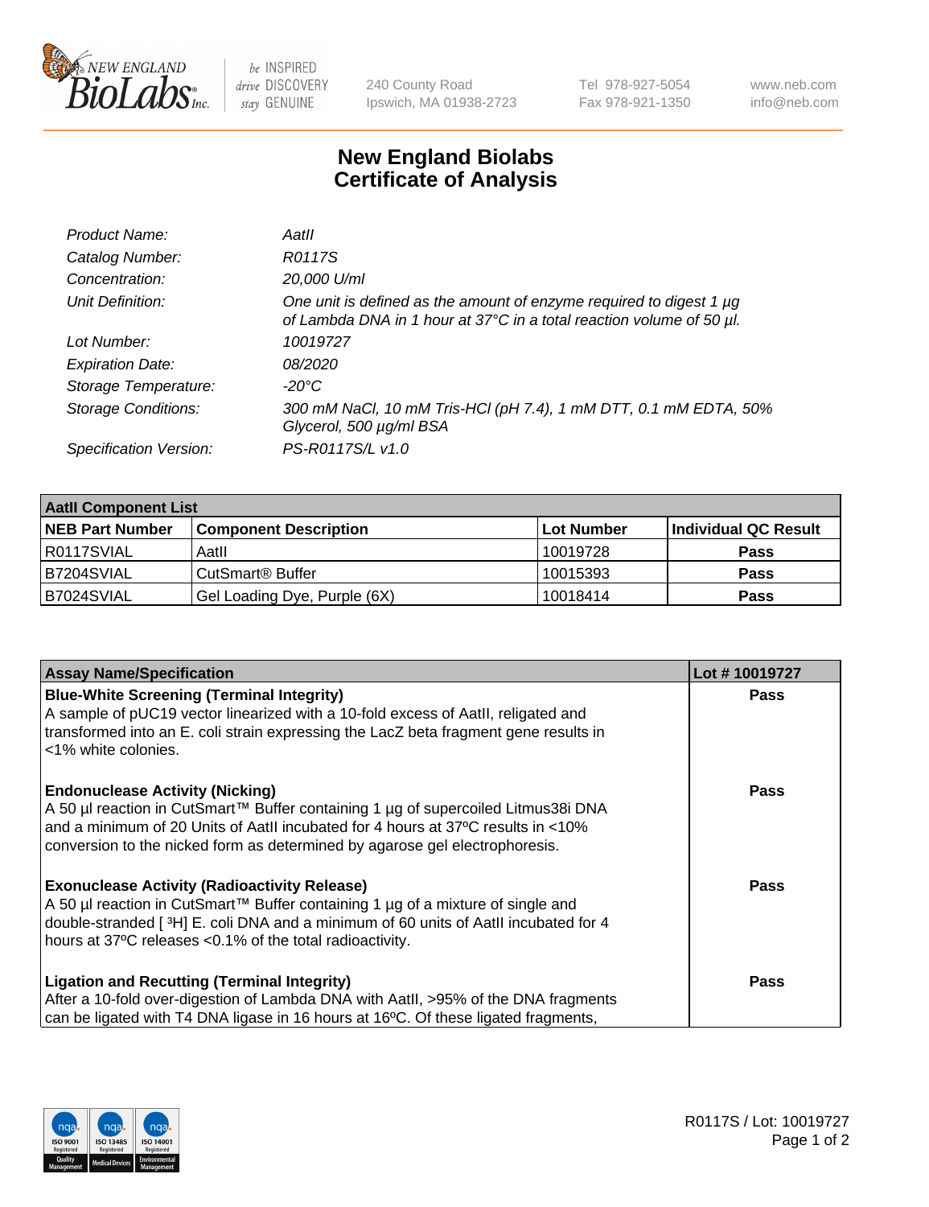New England BioLabs Inc. — be INSPIRED drive DISCOVERY stay GENUINE

240 County Road
Ipswich, MA 01938-2723

Tel 978-927-5054
Fax 978-921-1350

www.neb.com
info@neb.com

# New England Biolabs
# Certificate of Analysis

| | |
|---|---|
| *Product Name:* | *AatII* |
| *Catalog Number:* | *R0117S* |
| *Concentration:* | *20,000 U/ml* |
| *Unit Definition:* | *One unit is defined as the amount of enzyme required to digest 1 µg of Lambda DNA in 1 hour at 37°C in a total reaction volume of 50 µl.* |
| *Lot Number:* | *10019727* |
| *Expiration Date:* | *08/2020* |
| *Storage Temperature:* | *-20°C* |
| *Storage Conditions:* | *300 mM NaCl, 10 mM Tris-HCl (pH 7.4), 1 mM DTT, 0.1 mM EDTA, 50% Glycerol, 500 µg/ml BSA* |
| *Specification Version:* | *PS-R0117S/L v1.0* |

| **AatII Component List** | | | |
|---|---|---|---|
| **NEB Part Number** | **Component Description** | **Lot Number** | **Individual QC Result** |
| R0117SVIAL | AatII | 10019728 | **Pass** |
| B7204SVIAL | CutSmart® Buffer | 10015393 | **Pass** |
| B7024SVIAL | Gel Loading Dye, Purple (6X) | 10018414 | **Pass** |

| **Assay Name/Specification** | **Lot # 10019727** |
|---|---|
| **Blue-White Screening (Terminal Integrity)** A sample of pUC19 vector linearized with a 10-fold excess of AatII, religated and transformed into an E. coli strain expressing the LacZ beta fragment gene results in <1% white colonies. | **Pass** |
| **Endonuclease Activity (Nicking)** A 50 µl reaction in CutSmart™ Buffer containing 1 µg of supercoiled Litmus38i DNA and a minimum of 20 Units of AatII incubated for 4 hours at 37ºC results in <10% conversion to the nicked form as determined by agarose gel electrophoresis. | **Pass** |
| **Exonuclease Activity (Radioactivity Release)** A 50 µl reaction in CutSmart™ Buffer containing 1 µg of a mixture of single and double-stranded [ $^3$H] E. coli DNA and a minimum of 60 units of AatII incubated for 4 hours at 37ºC releases <0.1% of the total radioactivity. | **Pass** |
| **Ligation and Recutting (Terminal Integrity)** After a 10-fold over-digestion of Lambda DNA with AatII, >95% of the DNA fragments can be ligated with T4 DNA ligase in 16 hours at 16ºC. Of these ligated fragments, | **Pass** |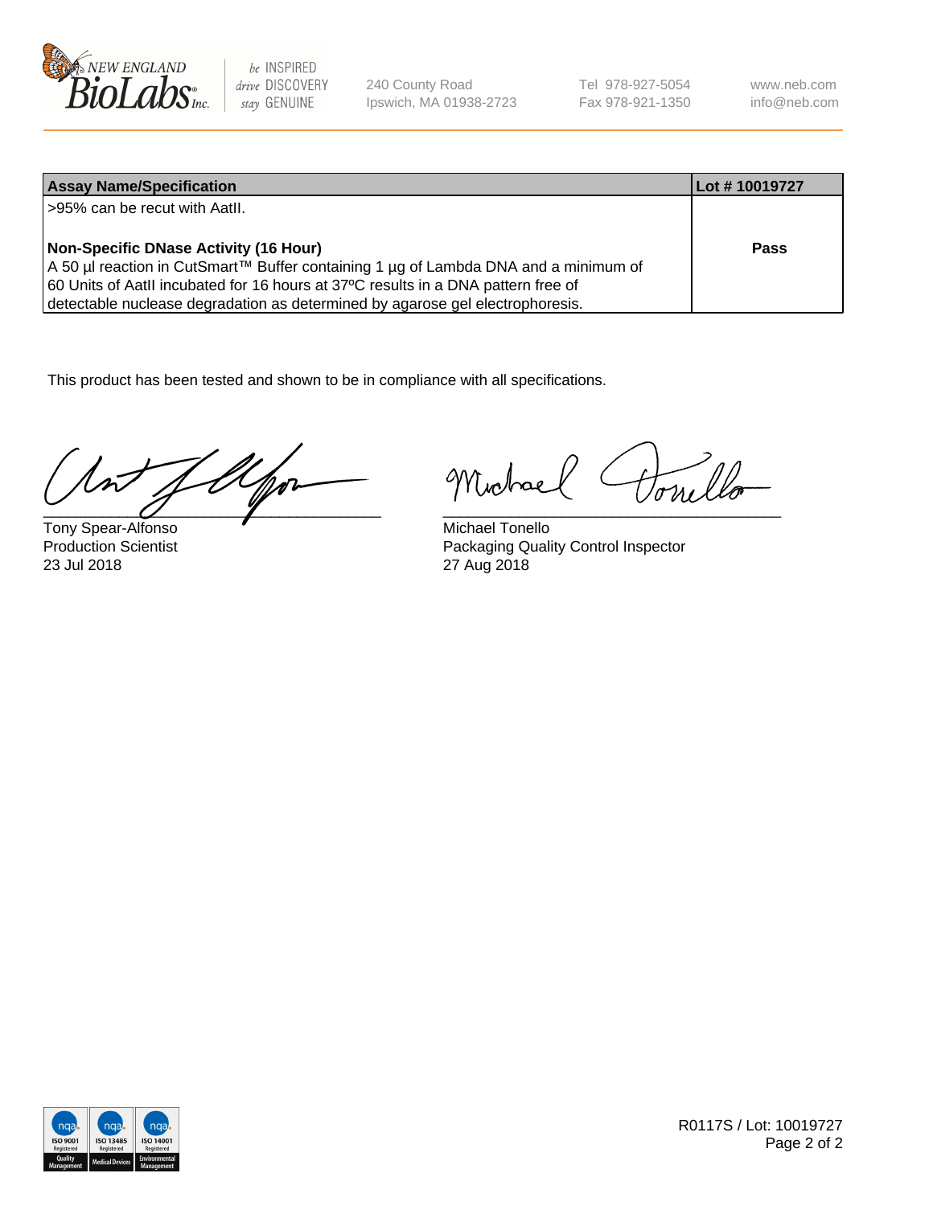240 County Road
Ipswich, MA 01938-2723

Tel 978-927-5054
Fax 978-921-1350

www.neb.com
info@neb.com

| Assay Name/Specification | Lot # 10019727 |
|---|---|
| >95% can be recut with AatII. | |
| **Non-Specific DNase Activity (16 Hour)**<br>A 50 µl reaction in CutSmart™ Buffer containing 1 µg of Lambda DNA and a minimum of 60 Units of AatII incubated for 16 hours at 37ºC results in a DNA pattern free of detectable nuclease degradation as determined by agarose gel electrophoresis. | **Pass** |

This product has been tested and shown to be in compliance with all specifications.

Tony Spear-Alfonso
Production Scientist
23 Jul 2018

Michael Tonello
Packaging Quality Control Inspector
27 Aug 2018

R0117S / Lot: 10019727